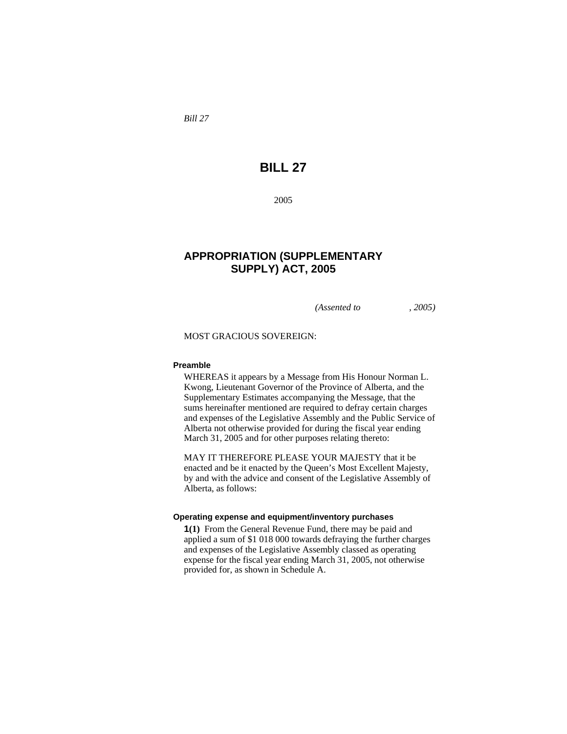*Bill 27*

# BILL 27

2005

## APPROPRIATION (SUPPLEMENTARY SUPPLY) ACT, 2005

*(Assented to , 2005)*

MOST GRACIOUS SOVEREIGN:

**Preamble**

WHEREAS it appears by a Message from His Honour Norman L. Kwong, Lieutenant Governor of the Province of Alberta, and the Supplementary Estimates accompanying the Message, that the sums hereinafter mentioned are required to defray certain charges and expenses of the Legislative Assembly and the Public Service of Alberta not otherwise provided for during the fiscal year ending March 31, 2005 and for other purposes relating thereto:

MAY IT THEREFORE PLEASE YOUR MAJESTY that it be enacted and be it enacted by the Queen's Most Excellent Majesty, by and with the advice and consent of the Legislative Assembly of Alberta, as follows:

**Operating expense and equipment/inventory purchases**

**1(1)** From the General Revenue Fund, there may be paid and applied a sum of $1 018 000 towards defraying the further charges and expenses of the Legislative Assembly classed as operating expense for the fiscal year ending March 31, 2005, not otherwise provided for, as shown in Schedule A.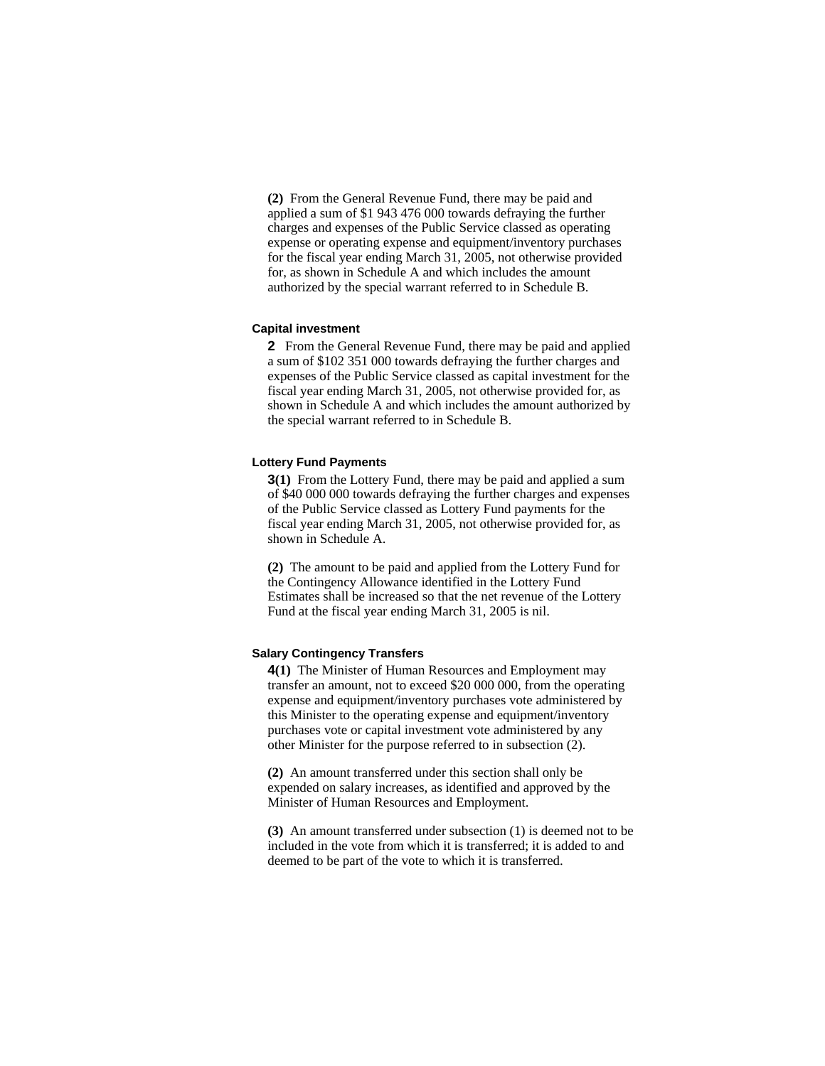**(2)** From the General Revenue Fund, there may be paid and applied a sum of $1 943 476 000 towards defraying the further charges and expenses of the Public Service classed as operating expense or operating expense and equipment/inventory purchases for the fiscal year ending March 31, 2005, not otherwise provided for, as shown in Schedule A and which includes the amount authorized by the special warrant referred to in Schedule B.

#### Capital investment

**2** From the General Revenue Fund, there may be paid and applied a sum of $102 351 000 towards defraying the further charges and expenses of the Public Service classed as capital investment for the fiscal year ending March 31, 2005, not otherwise provided for, as shown in Schedule A and which includes the amount authorized by the special warrant referred to in Schedule B.

#### Lottery Fund Payments

**3(1)** From the Lottery Fund, there may be paid and applied a sum of $40 000 000 towards defraying the further charges and expenses of the Public Service classed as Lottery Fund payments for the fiscal year ending March 31, 2005, not otherwise provided for, as shown in Schedule A.

**(2)** The amount to be paid and applied from the Lottery Fund for the Contingency Allowance identified in the Lottery Fund Estimates shall be increased so that the net revenue of the Lottery Fund at the fiscal year ending March 31, 2005 is nil.

#### Salary Contingency Transfers

**4(1)** The Minister of Human Resources and Employment may transfer an amount, not to exceed $20 000 000, from the operating expense and equipment/inventory purchases vote administered by this Minister to the operating expense and equipment/inventory purchases vote or capital investment vote administered by any other Minister for the purpose referred to in subsection (2).

**(2)** An amount transferred under this section shall only be expended on salary increases, as identified and approved by the Minister of Human Resources and Employment.

**(3)** An amount transferred under subsection (1) is deemed not to be included in the vote from which it is transferred; it is added to and deemed to be part of the vote to which it is transferred.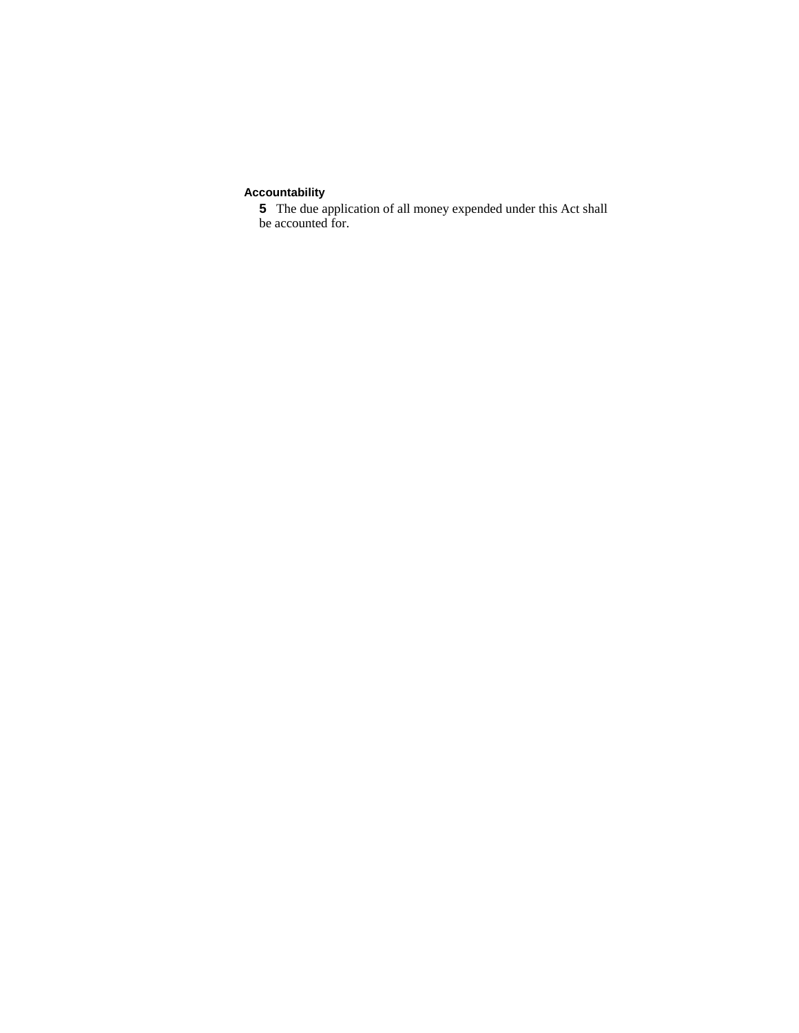**Accountability**

**5** The due application of all money expended under this Act shall be accounted for.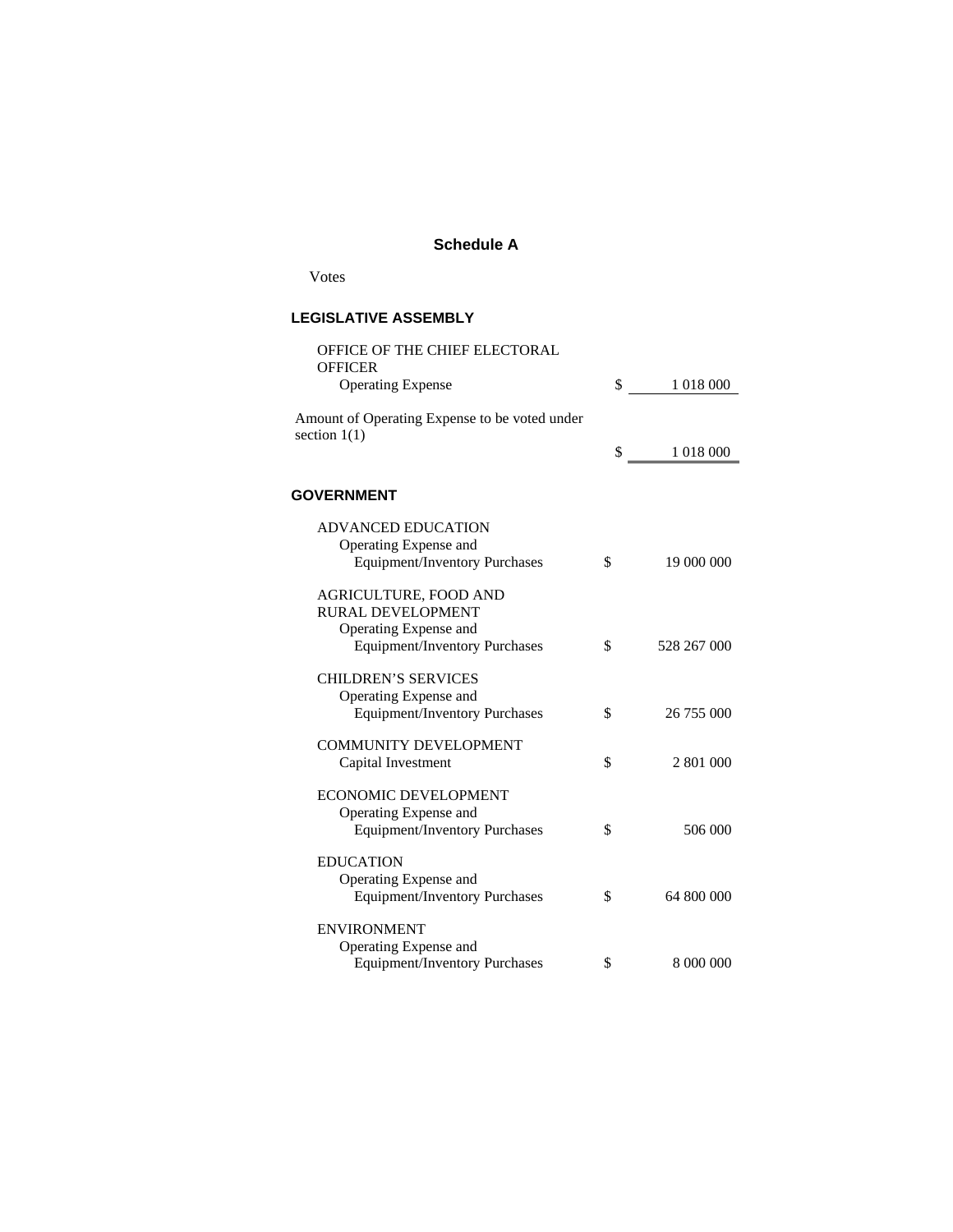## Schedule A

Votes

### LEGISLATIVE ASSEMBLY

| | | |
|---|---|---|
| OFFICE OF THE CHIEF ELECTORAL OFFICER | | |
| Operating Expense | $ | 1 018 000 |
| Amount of Operating Expense to be voted under section 1(1) | $ | 1 018 000 |

### GOVERNMENT

| | | |
|---|---|---|
| ADVANCED EDUCATION | | |
| Operating Expense and Equipment/Inventory Purchases | $ | 19 000 000 |
| AGRICULTURE, FOOD AND RURAL DEVELOPMENT | | |
| Operating Expense and Equipment/Inventory Purchases | $ | 528 267 000 |
| CHILDREN'S SERVICES | | |
| Operating Expense and Equipment/Inventory Purchases | $ | 26 755 000 |
| COMMUNITY DEVELOPMENT | | |
| Capital Investment | $ | 2 801 000 |
| ECONOMIC DEVELOPMENT | | |
| Operating Expense and Equipment/Inventory Purchases | $ | 506 000 |
| EDUCATION | | |
| Operating Expense and Equipment/Inventory Purchases | $ | 64 800 000 |
| ENVIRONMENT | | |
| Operating Expense and Equipment/Inventory Purchases | $ | 8 000 000 |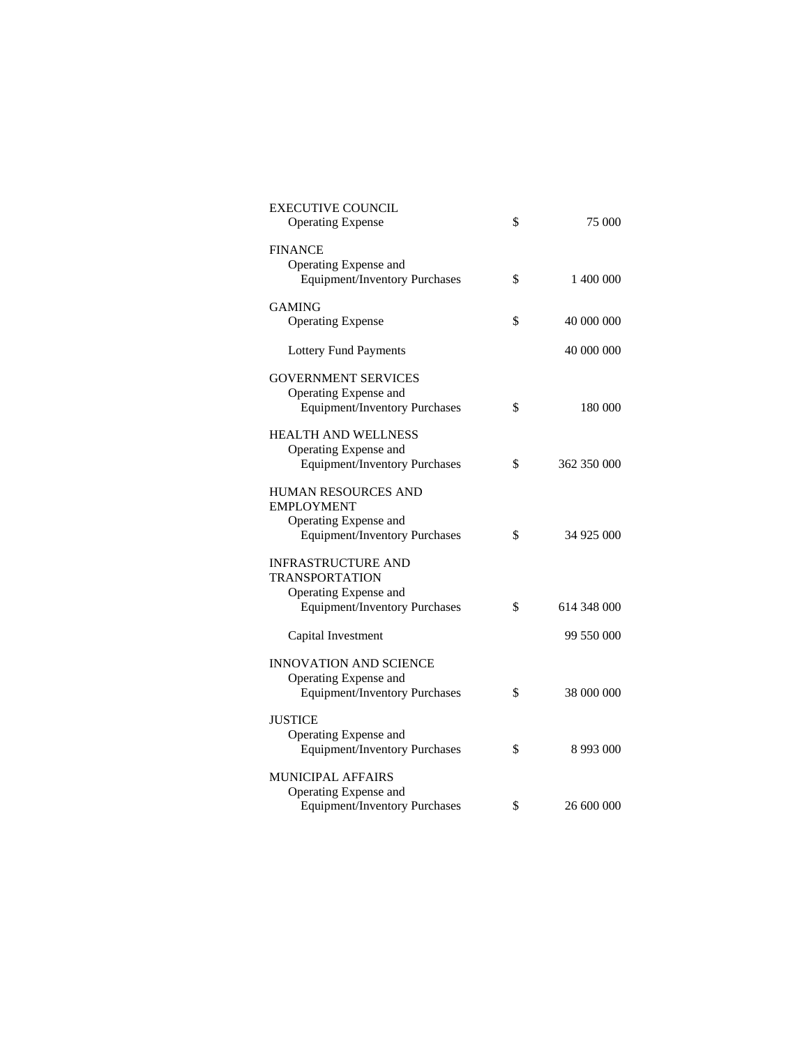| | | |
|---|---|---|
| EXECUTIVE COUNCIL | | |
| Operating Expense | $ | 75 000 |
| FINANCE | | |
| Operating Expense and Equipment/Inventory Purchases | $ | 1 400 000 |
| GAMING | | |
| Operating Expense | $ | 40 000 000 |
| Lottery Fund Payments | | 40 000 000 |
| GOVERNMENT SERVICES | | |
| Operating Expense and Equipment/Inventory Purchases | $ | 180 000 |
| HEALTH AND WELLNESS | | |
| Operating Expense and Equipment/Inventory Purchases | $ | 362 350 000 |
| HUMAN RESOURCES AND EMPLOYMENT | | |
| Operating Expense and Equipment/Inventory Purchases | $ | 34 925 000 |
| INFRASTRUCTURE AND TRANSPORTATION | | |
| Operating Expense and Equipment/Inventory Purchases | $ | 614 348 000 |
| Capital Investment | | 99 550 000 |
| INNOVATION AND SCIENCE | | |
| Operating Expense and Equipment/Inventory Purchases | $ | 38 000 000 |
| JUSTICE | | |
| Operating Expense and Equipment/Inventory Purchases | $ | 8 993 000 |
| MUNICIPAL AFFAIRS | | |
| Operating Expense and Equipment/Inventory Purchases | $ | 26 600 000 |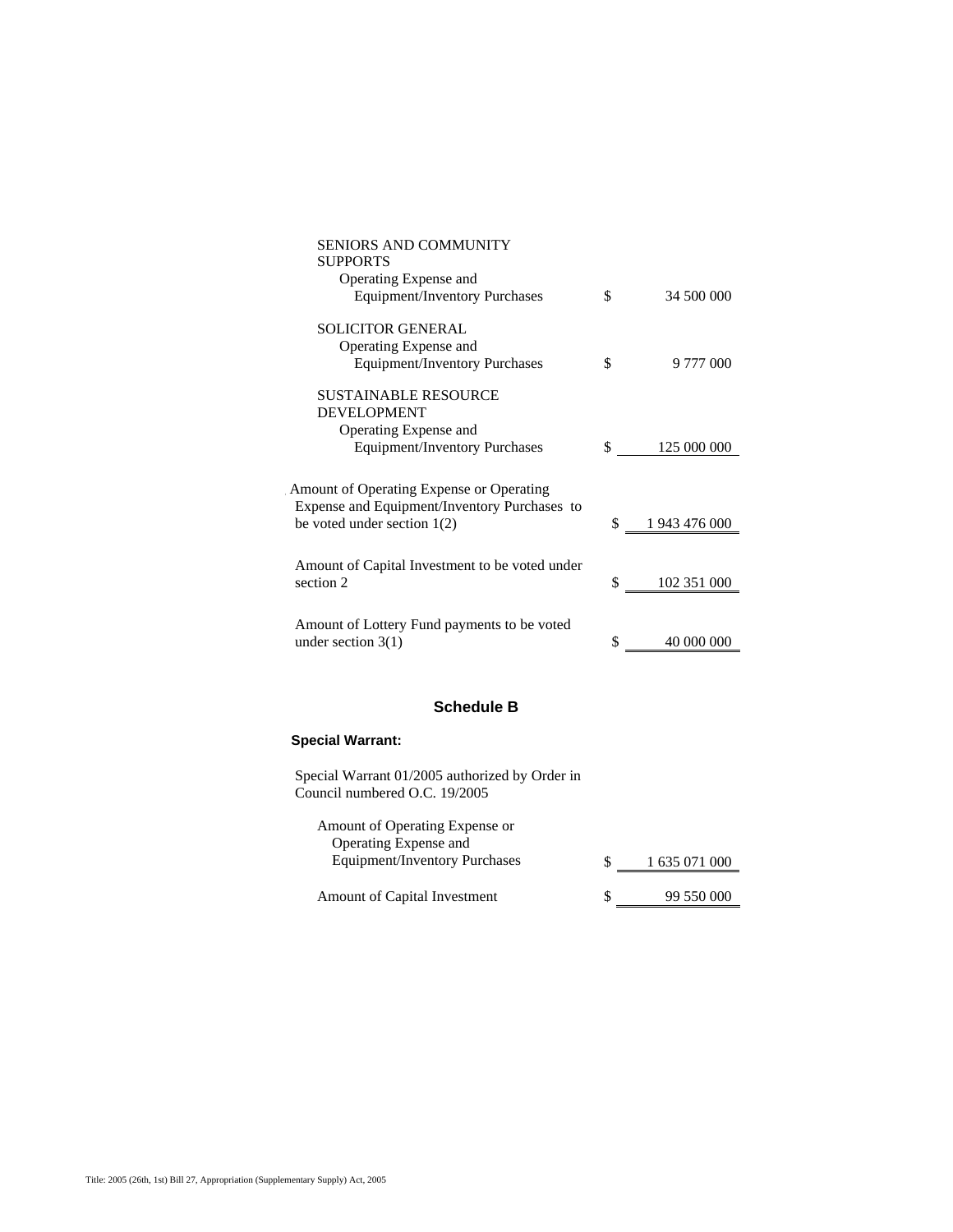| | | |
|---|---|---|
| SENIORS AND COMMUNITY SUPPORTS | | |
| Operating Expense and Equipment/Inventory Purchases | $ | 34 500 000 |
| SOLICITOR GENERAL | | |
| Operating Expense and Equipment/Inventory Purchases | $ | 9 777 000 |
| SUSTAINABLE RESOURCE DEVELOPMENT | | |
| Operating Expense and Equipment/Inventory Purchases | $ | 125 000 000 |
| Amount of Operating Expense or Operating Expense and Equipment/Inventory Purchases to be voted under section 1(2) | $ | 1 943 476 000 |
| Amount of Capital Investment to be voted under section 2 | $ | 102 351 000 |
| Amount of Lottery Fund payments to be voted under section 3(1) | $ | 40 000 000 |

## Schedule B

**Special Warrant:**

Special Warrant 01/2005 authorized by Order in Council numbered O.C. 19/2005

| | | |
|---|---|---|
| Amount of Operating Expense or Operating Expense and Equipment/Inventory Purchases | $ | 1 635 071 000 |
| Amount of Capital Investment | $ | 99 550 000 |